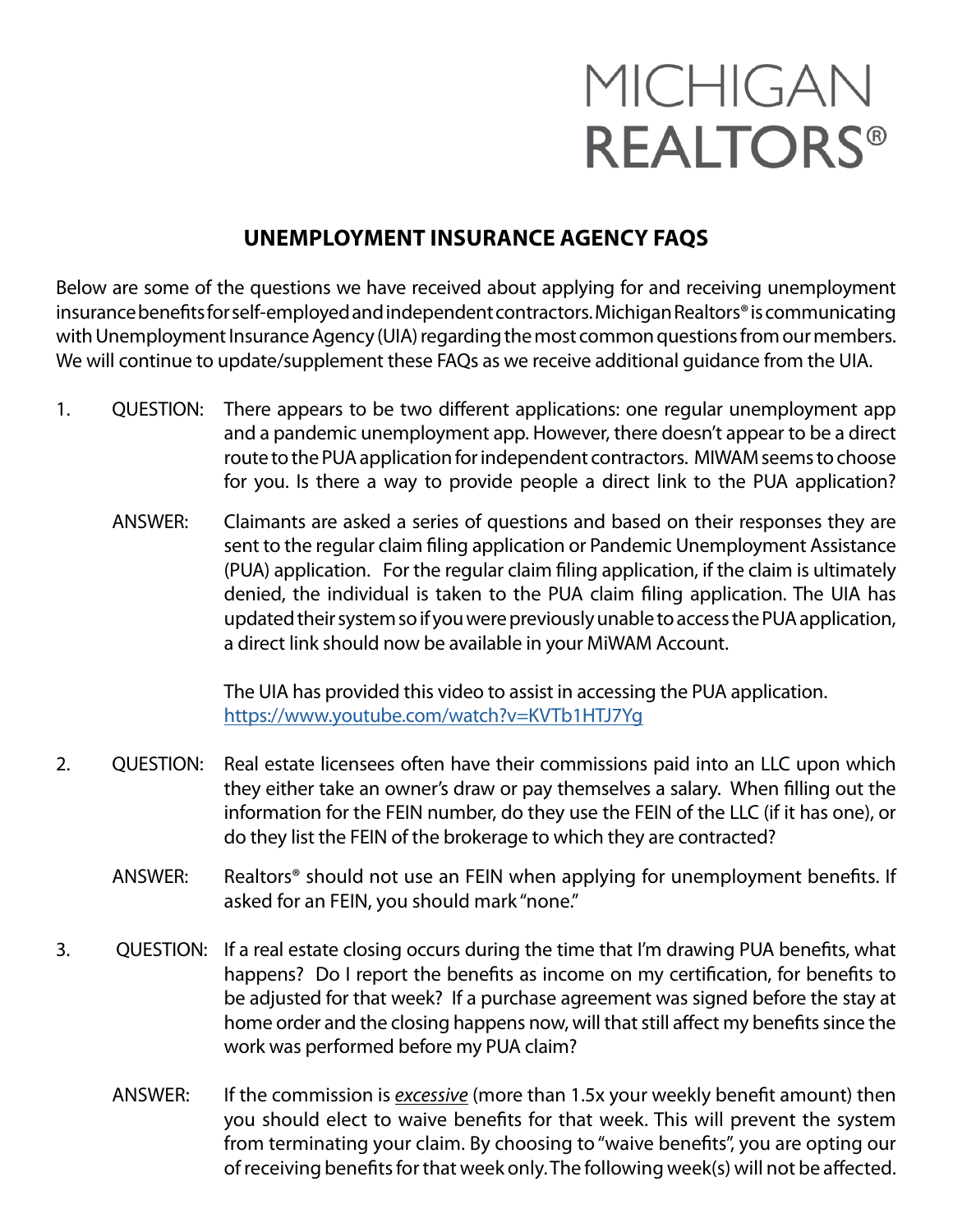MICHIGAN
REALTORS®

## UNEMPLOYMENT INSURANCE AGENCY FAQS

Below are some of the questions we have received about applying for and receiving unemployment insurance benefits for self-employed and independent contractors. Michigan Realtors® is communicating with Unemployment Insurance Agency (UIA) regarding the most common questions from our members. We will continue to update/supplement these FAQs as we receive additional guidance from the UIA.

1. QUESTION: There appears to be two different applications: one regular unemployment app and a pandemic unemployment app. However, there doesn't appear to be a direct route to the PUA application for independent contractors. MIWAM seems to choose for you. Is there a way to provide people a direct link to the PUA application?

   ANSWER: Claimants are asked a series of questions and based on their responses they are sent to the regular claim filing application or Pandemic Unemployment Assistance (PUA) application. For the regular claim filing application, if the claim is ultimately denied, the individual is taken to the PUA claim filing application. The UIA has updated their system so if you were previously unable to access the PUA application, a direct link should now be available in your MiWAM Account.

   The UIA has provided this video to assist in accessing the PUA application. [https://www.youtube.com/watch?v=KVTb1HTJ7Yg](https://www.youtube.com/watch?v=KVTb1HTJ7Yg)

2. QUESTION: Real estate licensees often have their commissions paid into an LLC upon which they either take an owner's draw or pay themselves a salary. When filling out the information for the FEIN number, do they use the FEIN of the LLC (if it has one), or do they list the FEIN of the brokerage to which they are contracted?

   ANSWER: Realtors® should not use an FEIN when applying for unemployment benefits. If asked for an FEIN, you should mark "none."

3. QUESTION: If a real estate closing occurs during the time that I'm drawing PUA benefits, what happens? Do I report the benefits as income on my certification, for benefits to be adjusted for that week? If a purchase agreement was signed before the stay at home order and the closing happens now, will that still affect my benefits since the work was performed before my PUA claim?

   ANSWER: If the commission is *excessive* (more than 1.5x your weekly benefit amount) then you should elect to waive benefits for that week. This will prevent the system from terminating your claim. By choosing to "waive benefits", you are opting our of receiving benefits for that week only. The following week(s) will not be affected.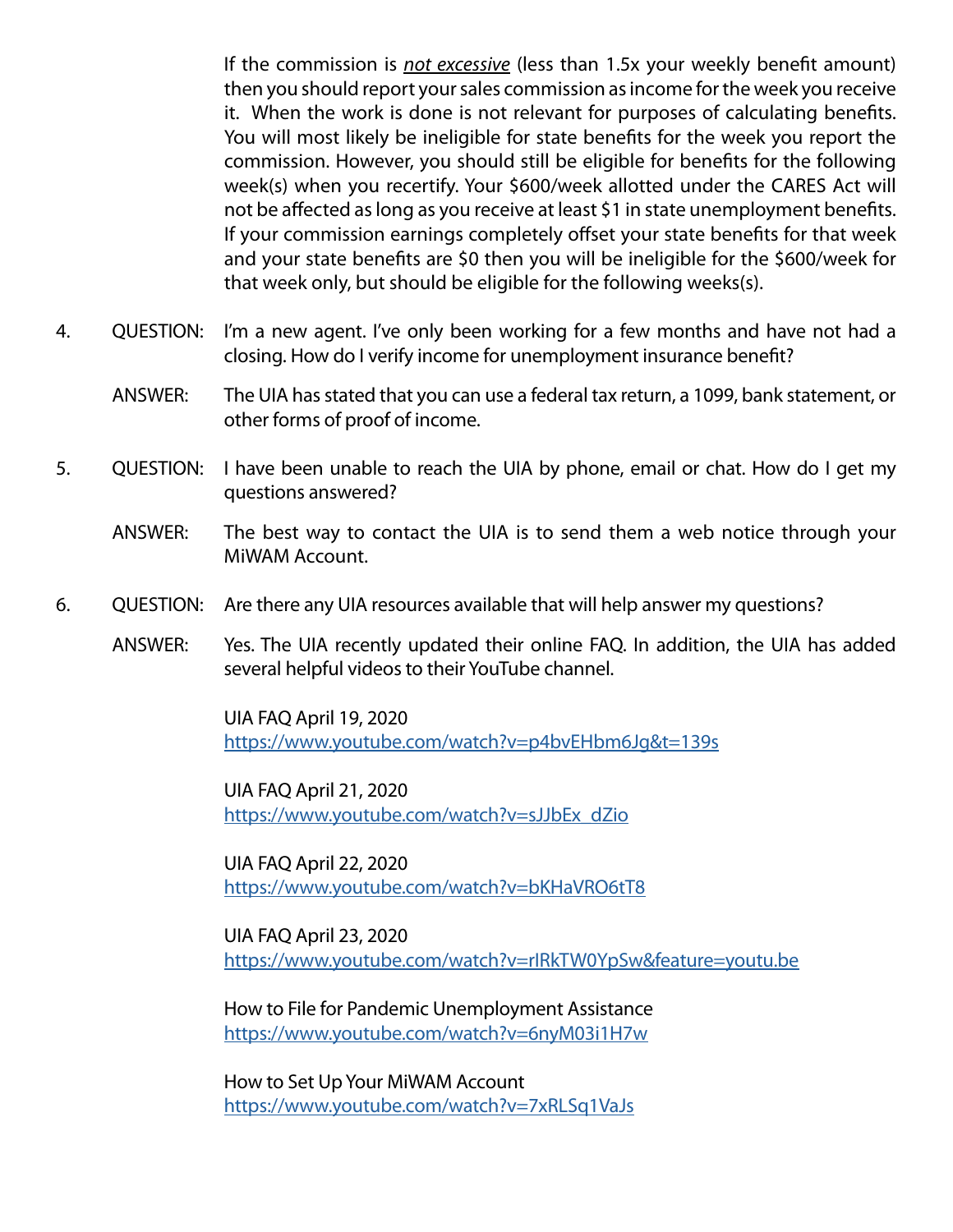If the commission is *not excessive* (less than 1.5x your weekly benefit amount) then you should report your sales commission as income for the week you receive it. When the work is done is not relevant for purposes of calculating benefits. You will most likely be ineligible for state benefits for the week you report the commission. However, you should still be eligible for benefits for the following week(s) when you recertify. Your $600/week allotted under the CARES Act will not be affected as long as you receive at least $1 in state unemployment benefits. If your commission earnings completely offset your state benefits for that week and your state benefits are $0 then you will be ineligible for the $600/week for that week only, but should be eligible for the following weeks(s).

4. QUESTION: I'm a new agent. I've only been working for a few months and have not had a closing. How do I verify income for unemployment insurance benefit?

   ANSWER: The UIA has stated that you can use a federal tax return, a 1099, bank statement, or other forms of proof of income.

5. QUESTION: I have been unable to reach the UIA by phone, email or chat. How do I get my questions answered?

   ANSWER: The best way to contact the UIA is to send them a web notice through your MiWAM Account.

6. QUESTION: Are there any UIA resources available that will help answer my questions?

   ANSWER: Yes. The UIA recently updated their online FAQ. In addition, the UIA has added several helpful videos to their YouTube channel.

   UIA FAQ April 19, 2020
   https://www.youtube.com/watch?v=p4bvEHbm6Jg&t=139s

   UIA FAQ April 21, 2020
   https://www.youtube.com/watch?v=sJJbEx_dZio

   UIA FAQ April 22, 2020
   https://www.youtube.com/watch?v=bKHaVRO6tT8

   UIA FAQ April 23, 2020
   https://www.youtube.com/watch?v=rIRkTW0YpSw&feature=youtu.be

   How to File for Pandemic Unemployment Assistance
   https://www.youtube.com/watch?v=6nyM03i1H7w

   How to Set Up Your MiWAM Account
   https://www.youtube.com/watch?v=7xRLSq1VaJs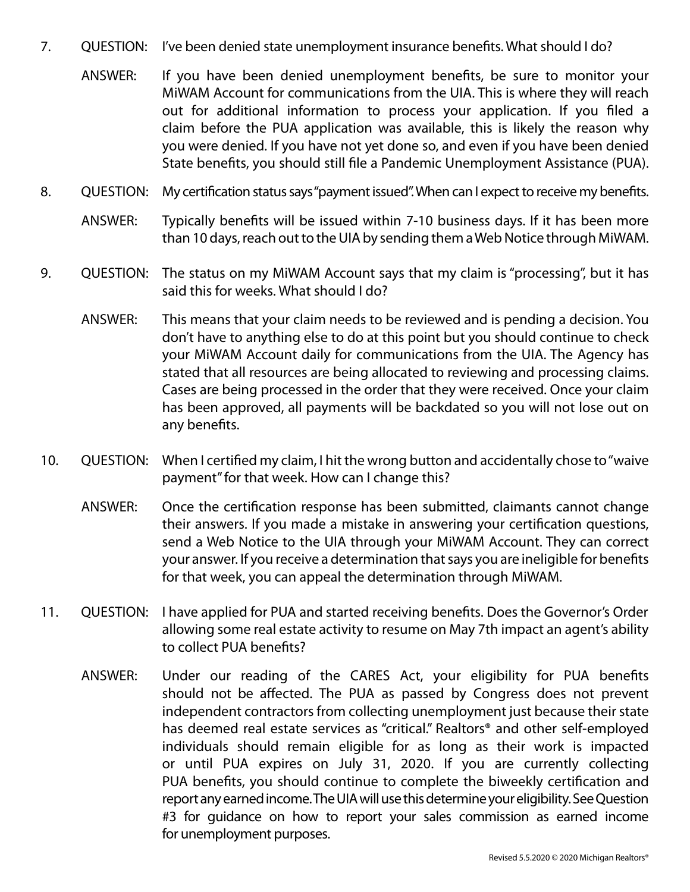7. QUESTION: I've been denied state unemployment insurance benefits. What should I do?

   ANSWER: If you have been denied unemployment benefits, be sure to monitor your MiWAM Account for communications from the UIA. This is where they will reach out for additional information to process your application. If you filed a claim before the PUA application was available, this is likely the reason why you were denied. If you have not yet done so, and even if you have been denied State benefits, you should still file a Pandemic Unemployment Assistance (PUA).

8. QUESTION: My certification status says "payment issued". When can I expect to receive my benefits.

   ANSWER: Typically benefits will be issued within 7-10 business days. If it has been more than 10 days, reach out to the UIA by sending them a Web Notice through MiWAM.

9. QUESTION: The status on my MiWAM Account says that my claim is "processing", but it has said this for weeks. What should I do?

   ANSWER: This means that your claim needs to be reviewed and is pending a decision. You don't have to anything else to do at this point but you should continue to check your MiWAM Account daily for communications from the UIA. The Agency has stated that all resources are being allocated to reviewing and processing claims. Cases are being processed in the order that they were received. Once your claim has been approved, all payments will be backdated so you will not lose out on any benefits.

10. QUESTION: When I certified my claim, I hit the wrong button and accidentally chose to "waive payment" for that week. How can I change this?

    ANSWER: Once the certification response has been submitted, claimants cannot change their answers. If you made a mistake in answering your certification questions, send a Web Notice to the UIA through your MiWAM Account. They can correct your answer. If you receive a determination that says you are ineligible for benefits for that week, you can appeal the determination through MiWAM.

11. QUESTION: I have applied for PUA and started receiving benefits. Does the Governor's Order allowing some real estate activity to resume on May 7th impact an agent's ability to collect PUA benefits?

    ANSWER: Under our reading of the CARES Act, your eligibility for PUA benefits should not be affected. The PUA as passed by Congress does not prevent independent contractors from collecting unemployment just because their state has deemed real estate services as "critical." Realtors® and other self-employed individuals should remain eligible for as long as their work is impacted or until PUA expires on July 31, 2020. If you are currently collecting PUA benefits, you should continue to complete the biweekly certification and report any earned income. The UIA will use this determine your eligibility. See Question #3 for guidance on how to report your sales commission as earned income for unemployment purposes.

Revised 5.5.2020 © 2020 Michigan Realtors®